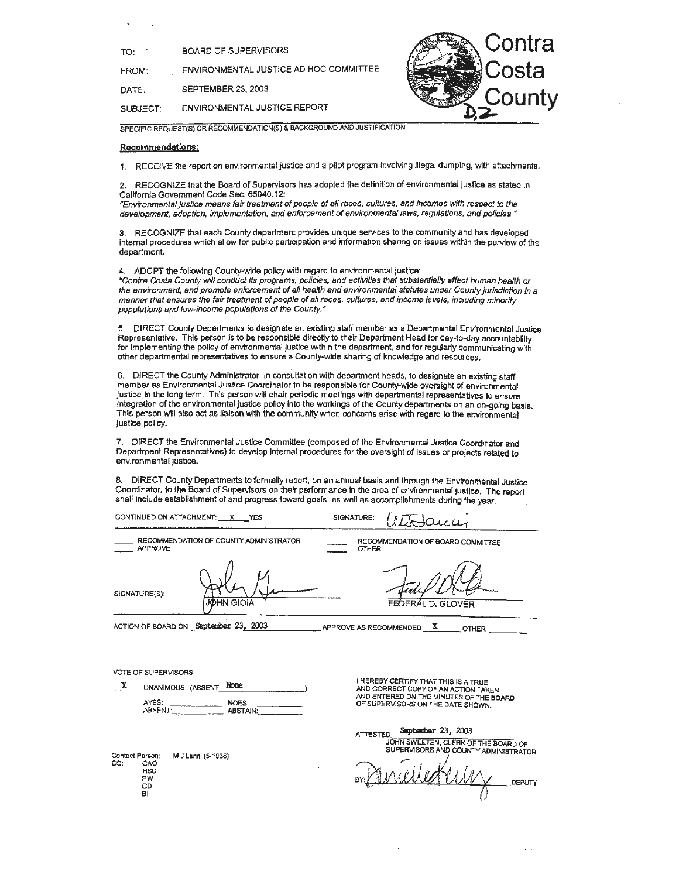TO: BOARD OF SUPERVISORS

FROM: ENVIRONMENTAL JUSTICE AD HOC COMMITTEE

DATE: SEPTEMBER 23, 2003

SUBJECT: ENVIRONMENTAL JUSTICE REPORT

Contra Costa County

D.2

SPECIFIC REQUEST(S) OR RECOMMENDATION(S) & BACKGROUND AND JUSTIFICATION

**Recommendations:**

1. RECEIVE the report on environmental justice and a pilot program involving illegal dumping, with attachments.

2. RECOGNIZE that the Board of Supervisors has adopted the definition of environmental justice as stated in California Government Code Sec. 65040.12:
*"Environmental justice means fair treatment of people of all races, cultures, and incomes with respect to the development, adoption, implementation, and enforcement of environmental laws, regulations, and policies."*

3. RECOGNIZE that each County department provides unique services to the community and has developed internal procedures which allow for public participation and information sharing on issues within the purview of the department.

4. ADOPT the following County-wide policy with regard to environmental justice:
*"Contra Costa County will conduct its programs, policies, and activities that substantially affect human health or the environment, and promote enforcement of all health and environmental statutes under County jurisdiction in a manner that ensures the fair treatment of people of all races, cultures, and income levels, including minority populations and low-income populations of the County."*

5. DIRECT County Departments to designate an existing staff member as a Departmental Environmental Justice Representative. This person is to be responsible directly to their Department Head for day-to-day accountability for implementing the policy of environmental justice within the department, and for regularly communicating with other departmental representatives to ensure a County-wide sharing of knowledge and resources.

6. DIRECT the County Administrator, in consultation with department heads, to designate an existing staff member as Environmental Justice Coordinator to be responsible for County-wide oversight of environmental justice in the long term. This person will chair periodic meetings with departmental representatives to ensure integration of the environmental justice policy into the workings of the County departments on an on-going basis. This person will also act as liaison with the community when concerns arise with regard to the environmental justice policy.

7. DIRECT the Environmental Justice Committee (composed of the Environmental Justice Coordinator and Department Representatives) to develop internal procedures for the oversight of issues or projects related to environmental justice.

8. DIRECT County Departments to formally report, on an annual basis and through the Environmental Justice Coordinator, to the Board of Supervisors on their performance in the area of environmental justice. The report shall include establishment of and progress toward goals, as well as accomplishments during the year.

CONTINUED ON ATTACHMENT: X YES SIGNATURE: [signature]

___ RECOMMENDATION OF COUNTY ADMINISTRATOR ___ RECOMMENDATION OF BOARD COMMITTEE
___ APPROVE ___ OTHER

SIGNATURE(S): JOHN GIOIA FEDERAL D. GLOVER

ACTION OF BOARD ON September 23, 2003 APPROVE AS RECOMMENDED X OTHER ___

VOTE OF SUPERVISORS

X UNANIMOUS (ABSENT None)

AYES: ___ NOES: ___
ABSENT: ___ ABSTAIN: ___

I HEREBY CERTIFY THAT THIS IS A TRUE AND CORRECT COPY OF AN ACTION TAKEN AND ENTERED ON THE MINUTES OF THE BOARD OF SUPERVISORS ON THE DATE SHOWN.

ATTESTED September 23, 2003
JOHN SWEETEN, CLERK OF THE BOARD OF SUPERVISORS AND COUNTY ADMINISTRATOR

BY: [signature] DEPUTY

Contact Person: M J Lanni (5-1036)
CC: CAO
HSD
PW
CD
BI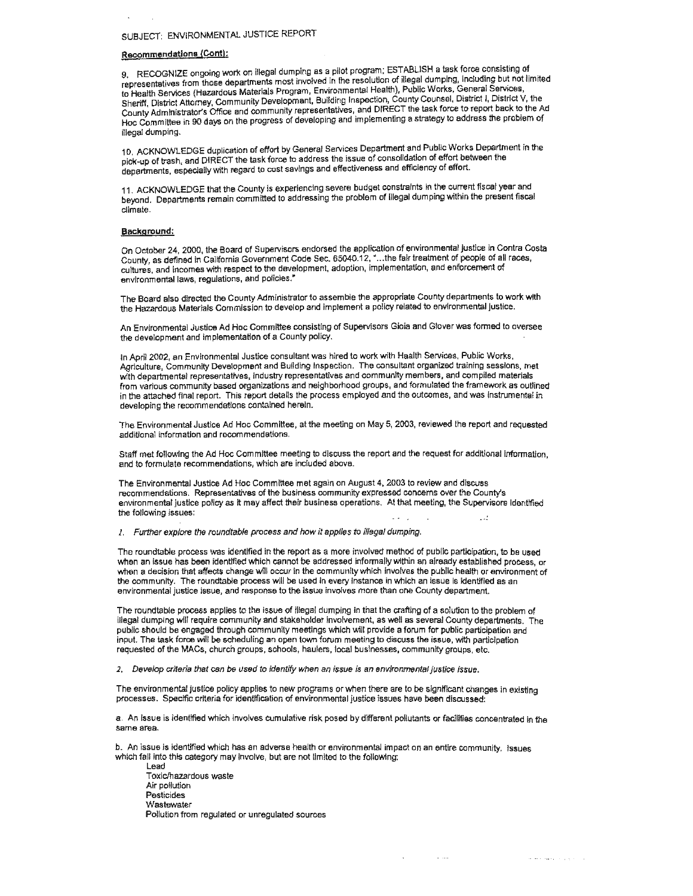SUBJECT: ENVIRONMENTAL JUSTICE REPORT

**Recommendations (Cont):**

9. RECOGNIZE ongoing work on illegal dumping as a pilot program; ESTABLISH a task force consisting of representatives from those departments most involved in the resolution of illegal dumping, including but not limited to Health Services (Hazardous Materials Program, Environmental Health), Public Works, General Services, Sheriff, District Attorney, Community Development, Building Inspection, County Counsel, District I, District V, the County Administrator's Office and community representatives, and DIRECT the task force to report back to the Ad Hoc Committee in 90 days on the progress of developing and implementing a strategy to address the problem of illegal dumping.

10. ACKNOWLEDGE duplication of effort by General Services Department and Public Works Department in the pick-up of trash, and DIRECT the task force to address the issue of consolidation of effort between the departments, especially with regard to cost savings and effectiveness and efficiency of effort.

11. ACKNOWLEDGE that the County is experiencing severe budget constraints in the current fiscal year and beyond. Departments remain committed to addressing the problem of illegal dumping within the present fiscal climate.

**Background:**

On October 24, 2000, the Board of Supervisors endorsed the application of environmental justice in Contra Costa County, as defined in California Government Code Sec. 65040.12, "...the fair treatment of people of all races, cultures, and incomes with respect to the development, adoption, implementation, and enforcement of environmental laws, regulations, and policies."

The Board also directed the County Administrator to assemble the appropriate County departments to work with the Hazardous Materials Commission to develop and implement a policy related to environmental justice.

An Environmental Justice Ad Hoc Committee consisting of Supervisors Gioia and Glover was formed to oversee the development and implementation of a County policy.

In April 2002, an Environmental Justice consultant was hired to work with Health Services, Public Works, Agriculture, Community Development and Building Inspection. The consultant organized training sessions, met with departmental representatives, industry representatives and community members, and compiled materials from various community based organizations and neighborhood groups, and formulated the framework as outlined in the attached final report. This report details the process employed and the outcomes, and was instrumental in developing the recommendations contained herein.

The Environmental Justice Ad Hoc Committee, at the meeting on May 5, 2003, reviewed the report and requested additional information and recommendations.

Staff met following the Ad Hoc Committee meeting to discuss the report and the request for additional information, and to formulate recommendations, which are included above.

The Environmental Justice Ad Hoc Committee met again on August 4, 2003 to review and discuss recommendations. Representatives of the business community expressed concerns over the County's environmental justice policy as it may affect their business operations. At that meeting, the Supervisors identified the following issues:

*1. Further explore the roundtable process and how it applies to illegal dumping.*

The roundtable process was identified in the report as a more involved method of public participation, to be used when an issue has been identified which cannot be addressed informally within an already established process, or when a decision that affects change will occur in the community which involves the public health or environment of the community. The roundtable process will be used in every instance in which an issue is identified as an environmental justice issue, and response to the issue involves more than one County department.

The roundtable process applies to the issue of illegal dumping in that the crafting of a solution to the problem of illegal dumping will require community and stakeholder involvement, as well as several County departments. The public should be engaged through community meetings which will provide a forum for public participation and input. The task force will be scheduling an open town forum meeting to discuss the issue, with participation requested of the MACs, church groups, schools, haulers, local businesses, community groups, etc.

*2. Develop criteria that can be used to identify when an issue is an environmental justice issue.*

The environmental justice policy applies to new programs or when there are to be significant changes in existing processes. Specific criteria for identification of environmental justice issues have been discussed:

a. An issue is identified which involves cumulative risk posed by different pollutants or facilities concentrated in the same area.

b. An issue is identified which has an adverse health or environmental impact on an entire community. Issues which fall into this category may involve, but are not limited to the following:

- Lead
- Toxic/hazardous waste
- Air pollution
- Pesticides
- Wastewater
- Pollution from regulated or unregulated sources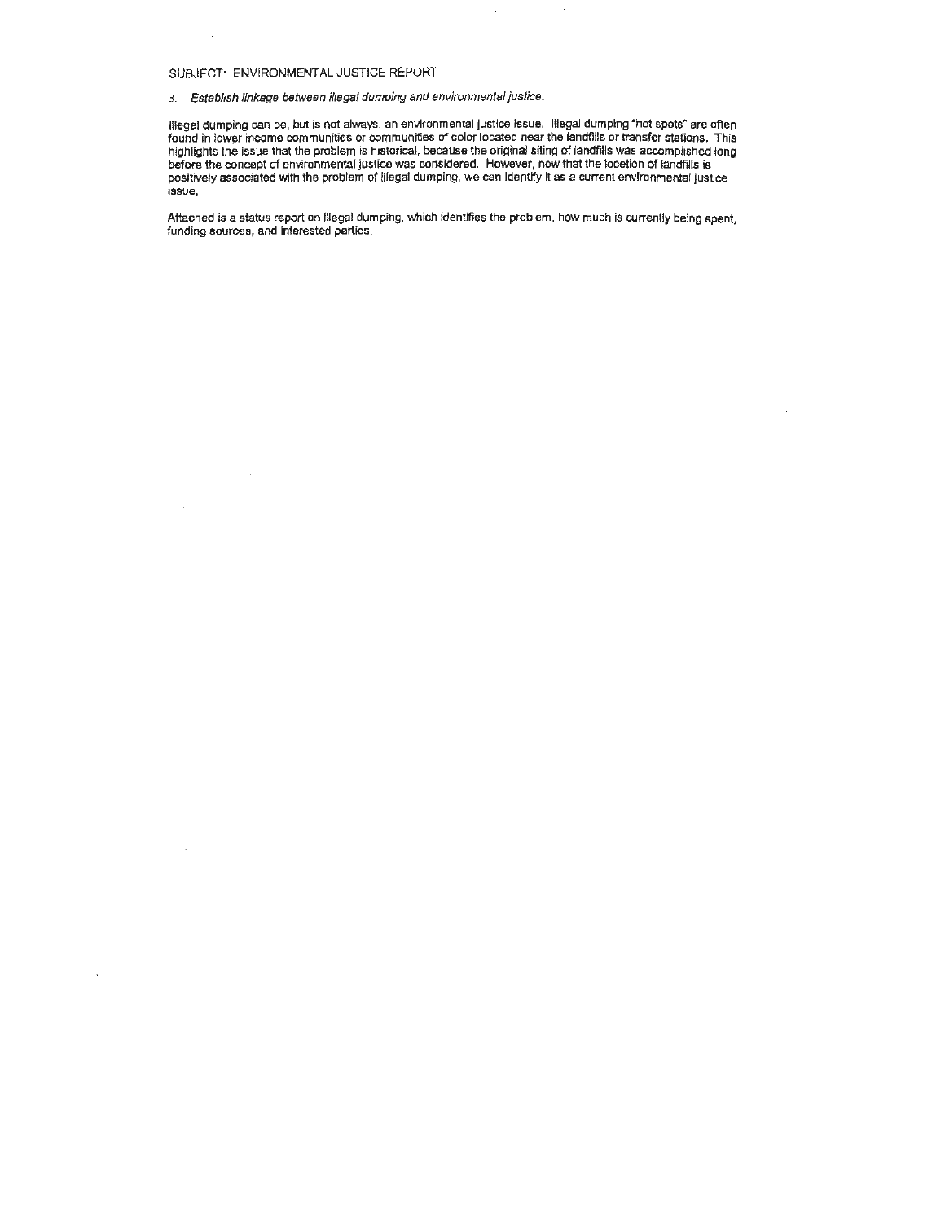SUBJECT: ENVIRONMENTAL JUSTICE REPORT

3. *Establish linkage between illegal dumping and environmental justice.*

Illegal dumping can be, but is not always, an environmental justice issue. Illegal dumping "hot spots" are often found in lower income communities or communities of color located near the landfills or transfer stations. This highlights the issue that the problem is historical, because the original siting of landfills was accomplished long before the concept of environmental justice was considered. However, now that the location of landfills is positively associated with the problem of illegal dumping, we can identify it as a current environmental justice issue.

Attached is a status report on illegal dumping, which identifies the problem, how much is currently being spent, funding sources, and interested parties.